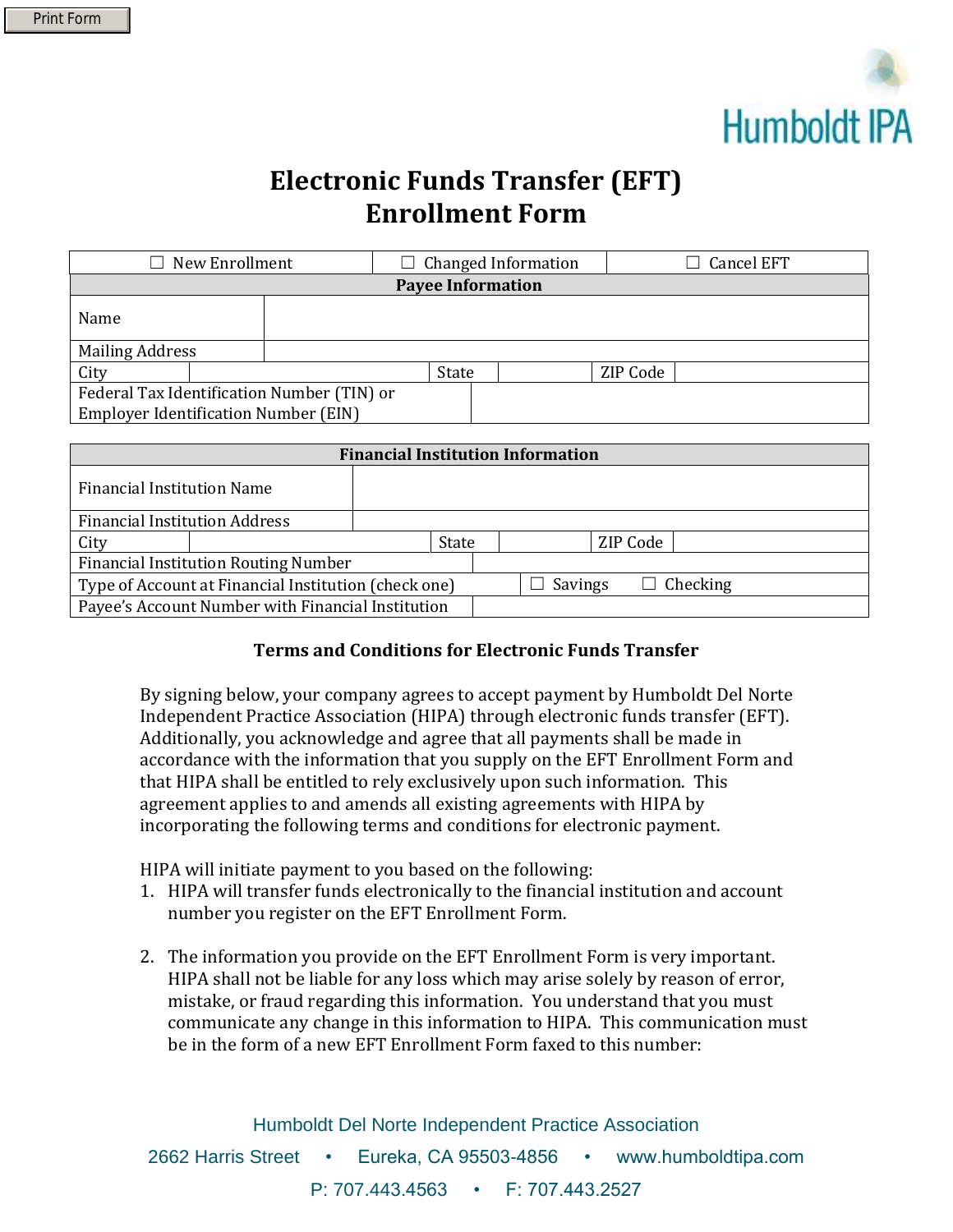Print Form

Humboldt IPA

# Electronic Funds Transfer (EFT) Enrollment Form

| ☐ New Enrollment | ☐ Changed Information | ☐ Cancel EFT |
|---|---|---|

| Payee Information | | | | | |
|---|---|---|---|---|---|
| Name | | | | | |
| Mailing Address | | | | | |
| City | | State | | ZIP Code | |
| Federal Tax Identification Number (TIN) or Employer Identification Number (EIN) | | | | | |

| Financial Institution Information | | | | | |
|---|---|---|---|---|---|
| Financial Institution Name | | | | | |
| Financial Institution Address | | | | | |
| City | | State | | ZIP Code | |
| Financial Institution Routing Number | | | | | |
| Type of Account at Financial Institution (check one) | ☐ Savings ☐ Checking | | | | |
| Payee's Account Number with Financial Institution | | | | | |

### Terms and Conditions for Electronic Funds Transfer

By signing below, your company agrees to accept payment by Humboldt Del Norte Independent Practice Association (HIPA) through electronic funds transfer (EFT). Additionally, you acknowledge and agree that all payments shall be made in accordance with the information that you supply on the EFT Enrollment Form and that HIPA shall be entitled to rely exclusively upon such information. This agreement applies to and amends all existing agreements with HIPA by incorporating the following terms and conditions for electronic payment.

HIPA will initiate payment to you based on the following:

1. HIPA will transfer funds electronically to the financial institution and account number you register on the EFT Enrollment Form.

2. The information you provide on the EFT Enrollment Form is very important. HIPA shall not be liable for any loss which may arise solely by reason of error, mistake, or fraud regarding this information. You understand that you must communicate any change in this information to HIPA. This communication must be in the form of a new EFT Enrollment Form faxed to this number:

Humboldt Del Norte Independent Practice Association

2662 Harris Street • Eureka, CA 95503-4856 • www.humboldtipa.com

P: 707.443.4563 • F: 707.443.2527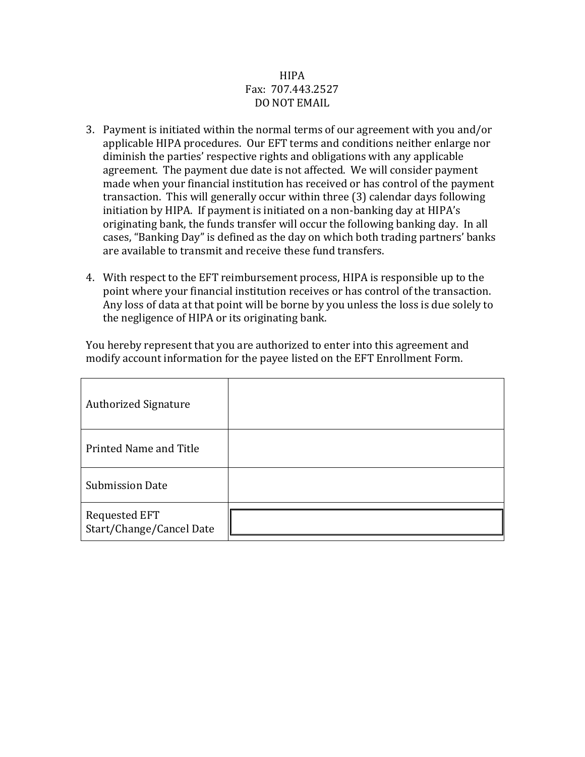HIPA
Fax: 707.443.2527
DO NOT EMAIL

3. Payment is initiated within the normal terms of our agreement with you and/or applicable HIPA procedures. Our EFT terms and conditions neither enlarge nor diminish the parties' respective rights and obligations with any applicable agreement. The payment due date is not affected. We will consider payment made when your financial institution has received or has control of the payment transaction. This will generally occur within three (3) calendar days following initiation by HIPA. If payment is initiated on a non-banking day at HIPA's originating bank, the funds transfer will occur the following banking day. In all cases, "Banking Day" is defined as the day on which both trading partners' banks are available to transmit and receive these fund transfers.

4. With respect to the EFT reimbursement process, HIPA is responsible up to the point where your financial institution receives or has control of the transaction. Any loss of data at that point will be borne by you unless the loss is due solely to the negligence of HIPA or its originating bank.

You hereby represent that you are authorized to enter into this agreement and modify account information for the payee listed on the EFT Enrollment Form.

| | |
|---|---|
| Authorized Signature | |
| Printed Name and Title | |
| Submission Date | |
| Requested EFT Start/Change/Cancel Date | |